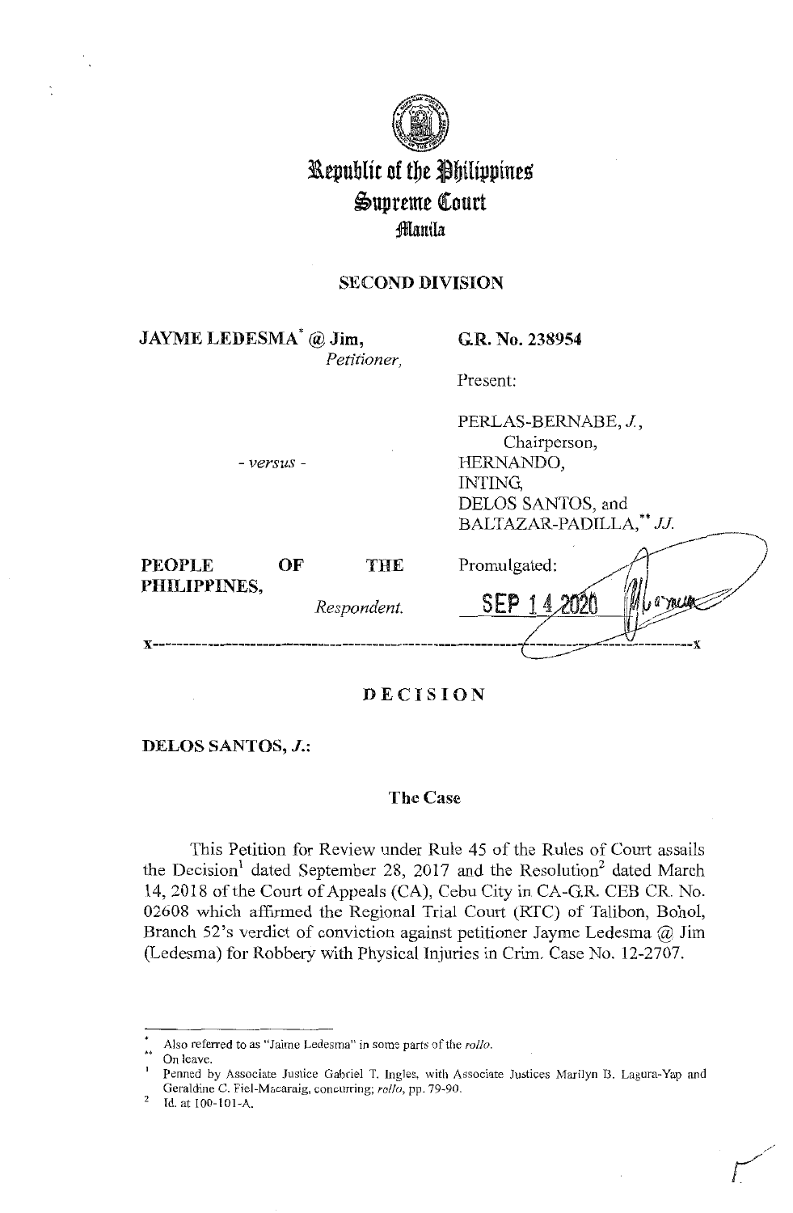# Republic of the Philippines
# Supreme Court
# Manila

## SECOND DIVISION

**JAYME LEDESMA*** **@ Jim,**
*Petitioner,*

**G.R. No. 238954**

Present:

PERLAS-BERNABE, *J.*,
Chairperson,
HERNANDO,
INTING,
DELOS SANTOS, and
BALTAZAR-PADILLA,** *JJ.*

*- versus -*

**PEOPLE OF THE PHILIPPINES,**
*Respondent.*

Promulgated:

SEP 14 2020

x-------------------------------------------------------------------------------------------x

## DECISION

**DELOS SANTOS, *J.*:**

### The Case

This Petition for Review under Rule 45 of the Rules of Court assails the Decision[1] dated September 28, 2017 and the Resolution[2] dated March 14, 2018 of the Court of Appeals (CA), Cebu City in CA-G.R. CEB CR. No. 02608 which affirmed the Regional Trial Court (RTC) of Talibon, Bohol, Branch 52's verdict of conviction against petitioner Jayme Ledesma @ Jim (Ledesma) for Robbery with Physical Injuries in Crim. Case No. 12-2707.

---

\* Also referred to as "Jaime Ledesma" in some parts of the *rollo*.

\*\* On leave.

[1] Penned by Associate Justice Gabriel T. Ingles, with Associate Justices Marilyn B. Lagura-Yap and Geraldine C. Fiel-Macaraig, concurring; *rollo*, pp. 79-90.

[2] Id. at 100-101-A.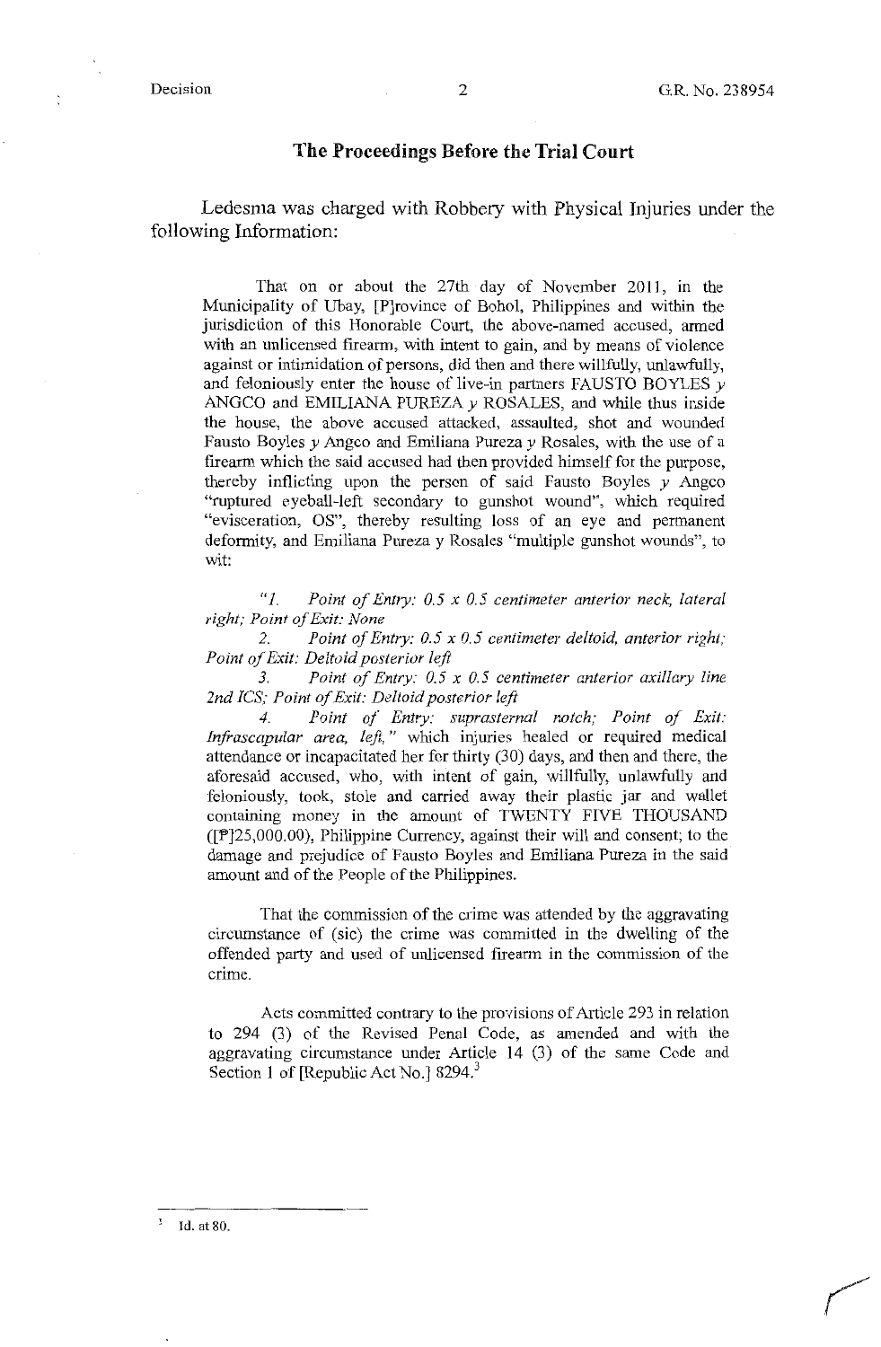## The Proceedings Before the Trial Court

Ledesma was charged with Robbery with Physical Injuries under the following Information:

> That on or about the 27th day of November 2011, in the Municipality of Ubay, [P]rovince of Bohol, Philippines and within the jurisdiction of this Honorable Court, the above-named accused, armed with an unlicensed firearm, with intent to gain, and by means of violence against or intimidation of persons, did then and there willfully, unlawfully, and feloniously enter the house of live-in partners FAUSTO BOYLES *y* ANGCO and EMILIANA PUREZA *y* ROSALES, and while thus inside the house, the above accused attacked, assaulted, shot and wounded Fausto Boyles *y* Angco and Emiliana Pureza *y* Rosales, with the use of a firearm which the said accused had then provided himself for the purpose, thereby inflicting upon the person of said Fausto Boyles *y* Angco "ruptured eyeball-left secondary to gunshot wound", which required "evisceration, OS", thereby resulting loss of an eye and permanent deformity, and Emiliana Pureza y Rosales "multiple gunshot wounds", to wit:
>
> *"1. Point of Entry: 0.5 x 0.5 centimeter anterior neck, lateral right; Point of Exit: None*
>
> *2. Point of Entry: 0.5 x 0.5 centimeter deltoid, anterior right; Point of Exit: Deltoid posterior left*
>
> *3. Point of Entry: 0.5 x 0.5 centimeter anterior axillary line 2nd ICS; Point of Exit: Deltoid posterior left*
>
> *4. Point of Entry: suprasternal notch; Point of Exit: Infrascapular area, left,"* which injuries healed or required medical attendance or incapacitated her for thirty (30) days, and then and there, the aforesaid accused, who, with intent of gain, willfully, unlawfully and feloniously, took, stole and carried away their plastic jar and wallet containing money in the amount of TWENTY FIVE THOUSAND ([₱]25,000.00), Philippine Currency, against their will and consent; to the damage and prejudice of Fausto Boyles and Emiliana Pureza in the said amount and of the People of the Philippines.
>
> That the commission of the crime was attended by the aggravating circumstance of (sic) the crime was committed in the dwelling of the offended party and used of unlicensed firearm in the commission of the crime.
>
> Acts committed contrary to the provisions of Article 293 in relation to 294 (3) of the Revised Penal Code, as amended and with the aggravating circumstance under Article 14 (3) of the same Code and Section 1 of [Republic Act No.] 8294.[3]

---

[3] Id. at 80.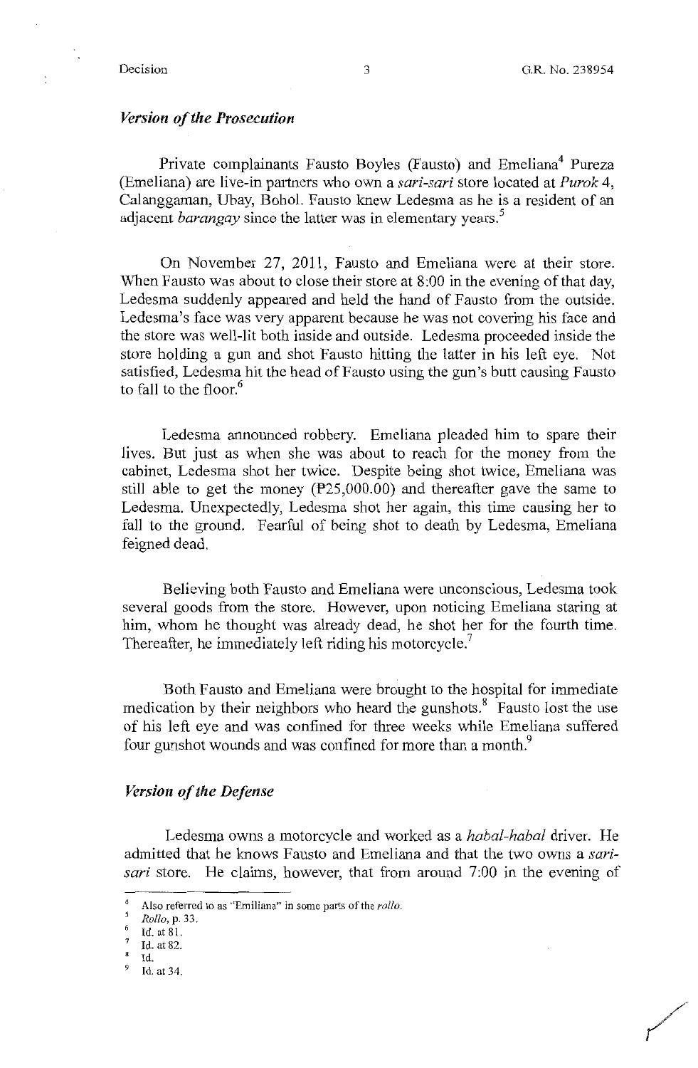### *Version of the Prosecution*

Private complainants Fausto Boyles (Fausto) and Emeliana[4] Pureza (Emeliana) are live-in partners who own a *sari-sari* store located at *Purok* 4, Calanggaman, Ubay, Bohol. Fausto knew Ledesma as he is a resident of an adjacent *barangay* since the latter was in elementary years.[5]

On November 27, 2011, Fausto and Emeliana were at their store. When Fausto was about to close their store at 8:00 in the evening of that day, Ledesma suddenly appeared and held the hand of Fausto from the outside. Ledesma's face was very apparent because he was not covering his face and the store was well-lit both inside and outside. Ledesma proceeded inside the store holding a gun and shot Fausto hitting the latter in his left eye. Not satisfied, Ledesma hit the head of Fausto using the gun's butt causing Fausto to fall to the floor.[6]

Ledesma announced robbery. Emeliana pleaded him to spare their lives. But just as when she was about to reach for the money from the cabinet, Ledesma shot her twice. Despite being shot twice, Emeliana was still able to get the money (₱25,000.00) and thereafter gave the same to Ledesma. Unexpectedly, Ledesma shot her again, this time causing her to fall to the ground. Fearful of being shot to death by Ledesma, Emeliana feigned dead.

Believing both Fausto and Emeliana were unconscious, Ledesma took several goods from the store. However, upon noticing Emeliana staring at him, whom he thought was already dead, he shot her for the fourth time. Thereafter, he immediately left riding his motorcycle.[7]

Both Fausto and Emeliana were brought to the hospital for immediate medication by their neighbors who heard the gunshots.[8] Fausto lost the use of his left eye and was confined for three weeks while Emeliana suffered four gunshot wounds and was confined for more than a month.[9]

### *Version of the Defense*

Ledesma owns a motorcycle and worked as a *habal-habal* driver. He admitted that he knows Fausto and Emeliana and that the two owns a *sari-sari* store. He claims, however, that from around 7:00 in the evening of

---

[4] Also referred to as "Emiliana" in some parts of the *rollo*.

[5] *Rollo*, p. 33.

[6] Id. at 81.

[7] Id. at 82.

[8] Id.

[9] Id. at 34.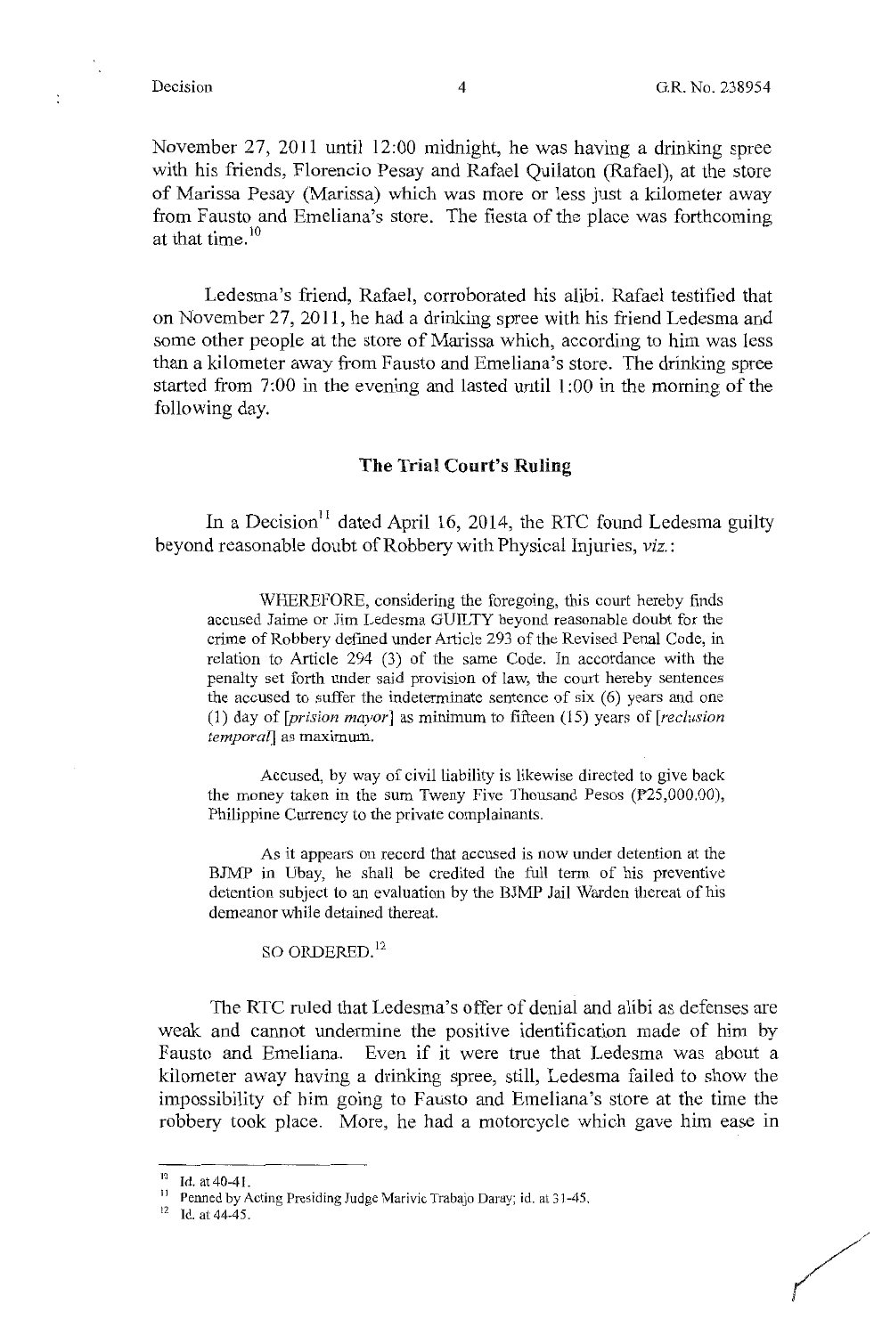November 27, 2011 until 12:00 midnight, he was having a drinking spree with his friends, Florencio Pesay and Rafael Quilaton (Rafael), at the store of Marissa Pesay (Marissa) which was more or less just a kilometer away from Fausto and Emeliana's store. The fiesta of the place was forthcoming at that time.[10]

Ledesma's friend, Rafael, corroborated his alibi. Rafael testified that on November 27, 2011, he had a drinking spree with his friend Ledesma and some other people at the store of Marissa which, according to him was less than a kilometer away from Fausto and Emeliana's store. The drinking spree started from 7:00 in the evening and lasted until 1:00 in the morning of the following day.

## The Trial Court's Ruling

In a Decision[11] dated April 16, 2014, the RTC found Ledesma guilty beyond reasonable doubt of Robbery with Physical Injuries, *viz.*:

> WHEREFORE, considering the foregoing, this court hereby finds accused Jaime or Jim Ledesma GUILTY beyond reasonable doubt for the crime of Robbery defined under Article 293 of the Revised Penal Code, in relation to Article 294 (3) of the same Code. In accordance with the penalty set forth under said provision of law, the court hereby sentences the accused to suffer the indeterminate sentence of six (6) years and one (1) day of [*prision mayor*] as minimum to fifteen (15) years of [*reclusion temporal*] as maximum.
>
> Accused, by way of civil liability is likewise directed to give back the money taken in the sum Tweny Five Thousand Pesos (₱25,000.00), Philippine Currency to the private complainants.
>
> As it appears on record that accused is now under detention at the BJMP in Ubay, he shall be credited the full term of his preventive detention subject to an evaluation by the BJMP Jail Warden thereat of his demeanor while detained thereat.
>
> SO ORDERED.[12]

The RTC ruled that Ledesma's offer of denial and alibi as defenses are weak and cannot undermine the positive identification made of him by Fausto and Emeliana. Even if it were true that Ledesma was about a kilometer away having a drinking spree, still, Ledesma failed to show the impossibility of him going to Fausto and Emeliana's store at the time the robbery took place. More, he had a motorcycle which gave him ease in

---

[10] Id. at 40-41.

[11] Penned by Acting Presiding Judge Marivic Trabajo Daray; id. at 31-45.

[12] Id. at 44-45.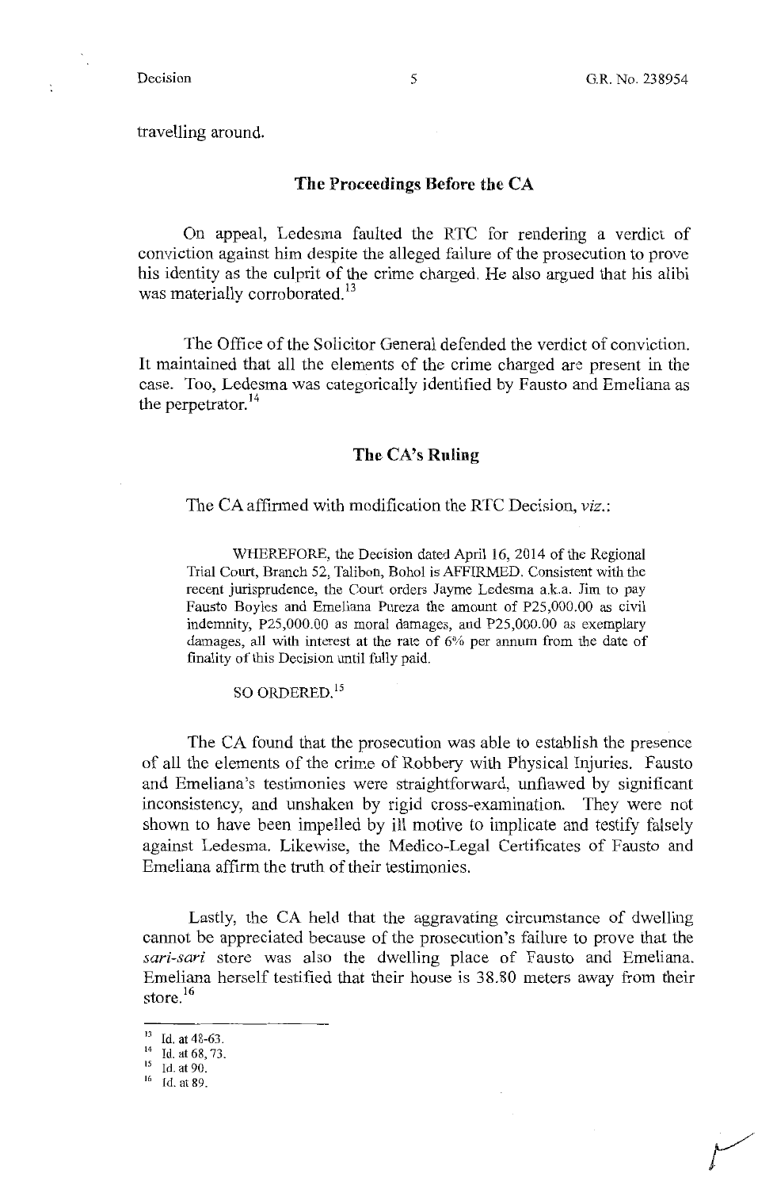travelling around.

## The Proceedings Before the CA

On appeal, Ledesma faulted the RTC for rendering a verdict of conviction against him despite the alleged failure of the prosecution to prove his identity as the culprit of the crime charged. He also argued that his alibi was materially corroborated.[13]

The Office of the Solicitor General defended the verdict of conviction. It maintained that all the elements of the crime charged are present in the case. Too, Ledesma was categorically identified by Fausto and Emeliana as the perpetrator.[14]

## The CA's Ruling

The CA affirmed with modification the RTC Decision, *viz.*:

> WHEREFORE, the Decision dated April 16, 2014 of the Regional Trial Court, Branch 52, Talibon, Bohol is AFFIRMED. Consistent with the recent jurisprudence, the Court orders Jayme Ledesma a.k.a. Jim to pay Fausto Boyles and Emeliana Pureza the amount of P25,000.00 as civil indemnity, P25,000.00 as moral damages, and P25,000.00 as exemplary damages, all with interest at the rate of 6% per annum from the date of finality of this Decision until fully paid.
>
> SO ORDERED.[15]

The CA found that the prosecution was able to establish the presence of all the elements of the crime of Robbery with Physical Injuries. Fausto and Emeliana's testimonies were straightforward, unflawed by significant inconsistency, and unshaken by rigid cross-examination. They were not shown to have been impelled by ill motive to implicate and testify falsely against Ledesma. Likewise, the Medico-Legal Certificates of Fausto and Emeliana affirm the truth of their testimonies.

Lastly, the CA held that the aggravating circumstance of dwelling cannot be appreciated because of the prosecution's failure to prove that the *sari-sari* store was also the dwelling place of Fausto and Emeliana. Emeliana herself testified that their house is 38.80 meters away from their store.[16]

---

[13] Id. at 48-63.
[14] Id. at 68, 73.
[15] Id. at 90.
[16] Id. at 89.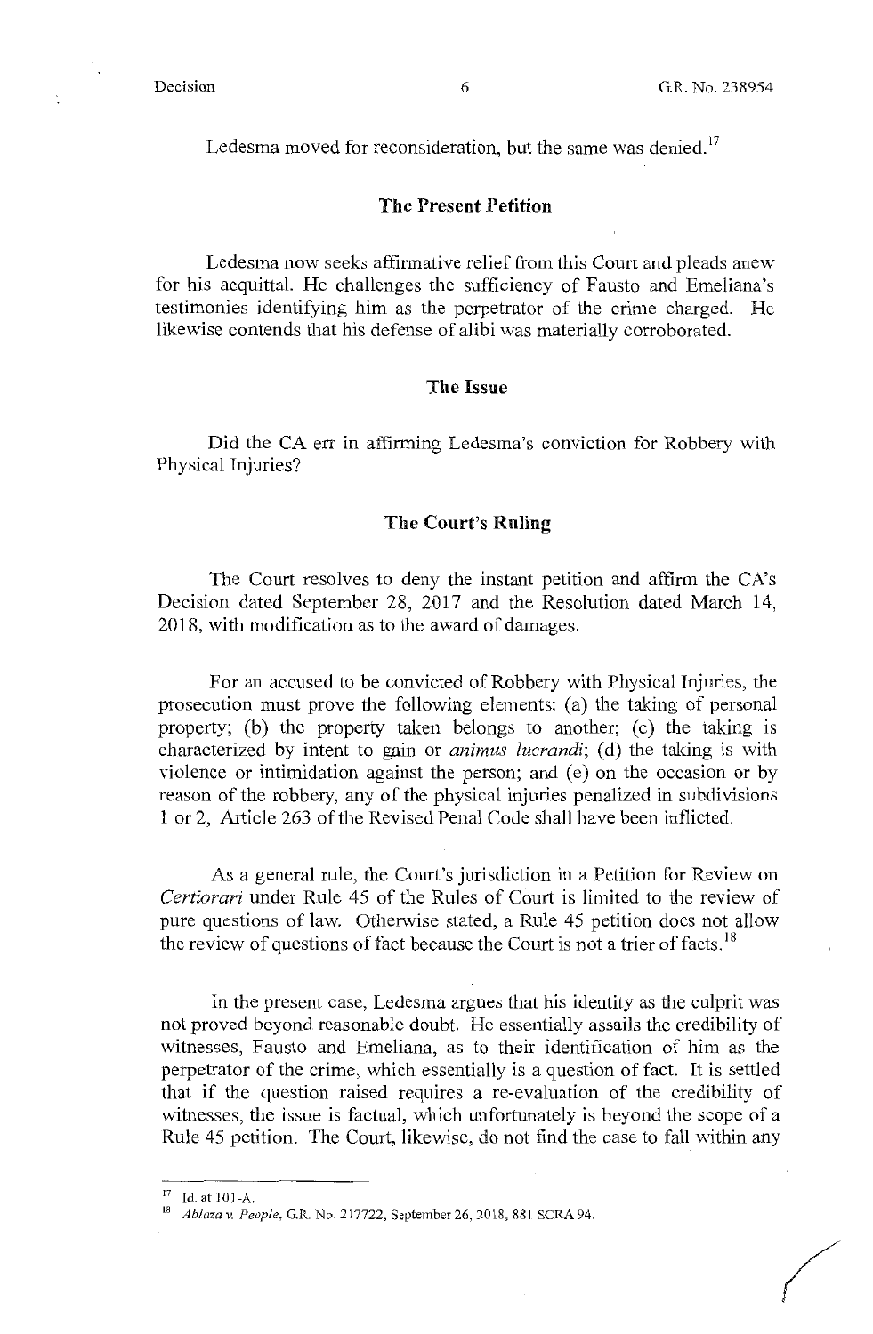Ledesma moved for reconsideration, but the same was denied.[17]

## The Present Petition

Ledesma now seeks affirmative relief from this Court and pleads anew for his acquittal. He challenges the sufficiency of Fausto and Emeliana's testimonies identifying him as the perpetrator of the crime charged. He likewise contends that his defense of alibi was materially corroborated.

## The Issue

Did the CA err in affirming Ledesma's conviction for Robbery with Physical Injuries?

## The Court's Ruling

The Court resolves to deny the instant petition and affirm the CA's Decision dated September 28, 2017 and the Resolution dated March 14, 2018, with modification as to the award of damages.

For an accused to be convicted of Robbery with Physical Injuries, the prosecution must prove the following elements: (a) the taking of personal property; (b) the property taken belongs to another; (c) the taking is characterized by intent to gain or *animus lucrandi*; (d) the taking is with violence or intimidation against the person; and (e) on the occasion or by reason of the robbery, any of the physical injuries penalized in subdivisions 1 or 2, Article 263 of the Revised Penal Code shall have been inflicted.

As a general rule, the Court's jurisdiction in a Petition for Review on *Certiorari* under Rule 45 of the Rules of Court is limited to the review of pure questions of law. Otherwise stated, a Rule 45 petition does not allow the review of questions of fact because the Court is not a trier of facts.[18]

In the present case, Ledesma argues that his identity as the culprit was not proved beyond reasonable doubt. He essentially assails the credibility of witnesses, Fausto and Emeliana, as to their identification of him as the perpetrator of the crime, which essentially is a question of fact. It is settled that if the question raised requires a re-evaluation of the credibility of witnesses, the issue is factual, which unfortunately is beyond the scope of a Rule 45 petition. The Court, likewise, do not find the case to fall within any

---

[17] Id. at 101-A.

[18] *Abloza v. People*, G.R. No. 217722, September 26, 2018, 881 SCRA 94.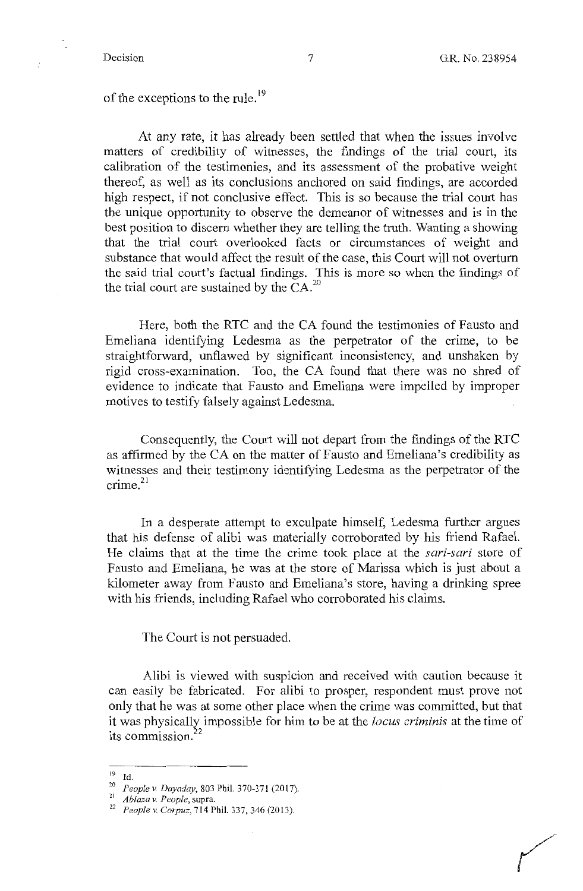of the exceptions to the rule.[19]

At any rate, it has already been settled that when the issues involve matters of credibility of witnesses, the findings of the trial court, its calibration of the testimonies, and its assessment of the probative weight thereof, as well as its conclusions anchored on said findings, are accorded high respect, if not conclusive effect. This is so because the trial court has the unique opportunity to observe the demeanor of witnesses and is in the best position to discern whether they are telling the truth. Wanting a showing that the trial court overlooked facts or circumstances of weight and substance that would affect the result of the case, this Court will not overturn the said trial court's factual findings. This is more so when the findings of the trial court are sustained by the CA.[20]

Here, both the RTC and the CA found the testimonies of Fausto and Emeliana identifying Ledesma as the perpetrator of the crime, to be straightforward, unflawed by significant inconsistency, and unshaken by rigid cross-examination. Too, the CA found that there was no shred of evidence to indicate that Fausto and Emeliana were impelled by improper motives to testify falsely against Ledesma.

Consequently, the Court will not depart from the findings of the RTC as affirmed by the CA on the matter of Fausto and Emeliana's credibility as witnesses and their testimony identifying Ledesma as the perpetrator of the crime.[21]

In a desperate attempt to exculpate himself, Ledesma further argues that his defense of alibi was materially corroborated by his friend Rafael. He claims that at the time the crime took place at the *sari-sari* store of Fausto and Emeliana, he was at the store of Marissa which is just about a kilometer away from Fausto and Emeliana's store, having a drinking spree with his friends, including Rafael who corroborated his claims.

The Court is not persuaded.

Alibi is viewed with suspicion and received with caution because it can easily be fabricated. For alibi to prosper, respondent must prove not only that he was at some other place when the crime was committed, but that it was physically impossible for him to be at the *locus criminis* at the time of its commission.[22]

---

[19] Id.

[20] *People v. Dayaday*, 803 Phil. 370-371 (2017).

[21] *Ablaza v. People*, supra.

[22] *People v. Corpuz*, 714 Phil. 337, 346 (2013).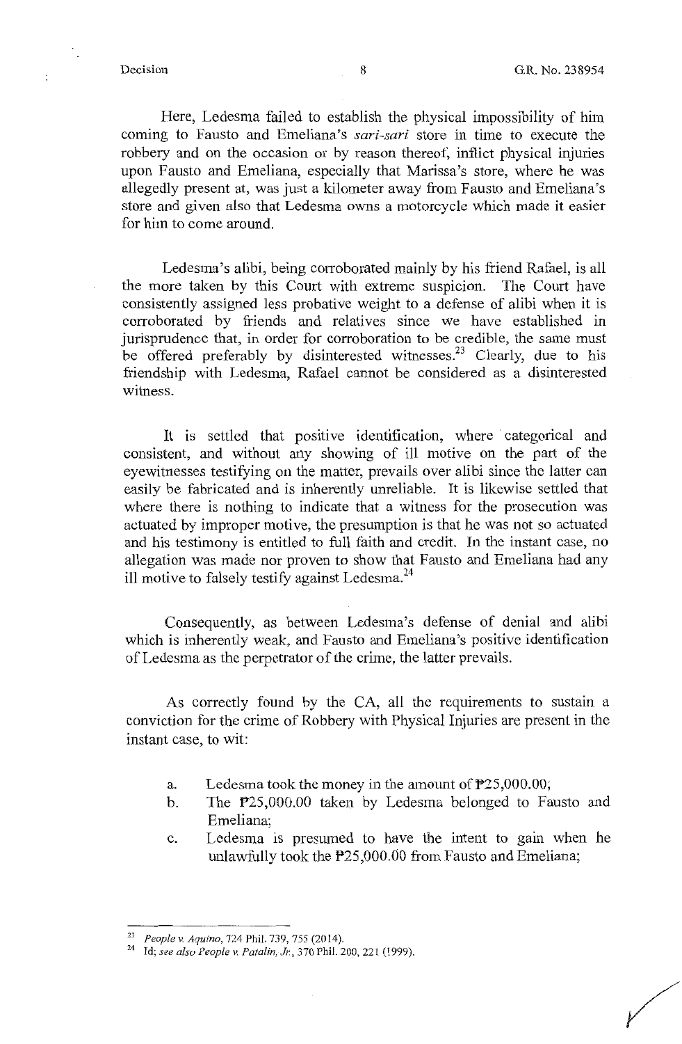Here, Ledesma failed to establish the physical impossibility of him coming to Fausto and Emeliana's *sari-sari* store in time to execute the robbery and on the occasion or by reason thereof, inflict physical injuries upon Fausto and Emeliana, especially that Marissa's store, where he was allegedly present at, was just a kilometer away from Fausto and Emeliana's store and given also that Ledesma owns a motorcycle which made it easier for him to come around.

Ledesma's alibi, being corroborated mainly by his friend Rafael, is all the more taken by this Court with extreme suspicion. The Court have consistently assigned less probative weight to a defense of alibi when it is corroborated by friends and relatives since we have established in jurisprudence that, in order for corroboration to be credible, the same must be offered preferably by disinterested witnesses.[23] Clearly, due to his friendship with Ledesma, Rafael cannot be considered as a disinterested witness.

It is settled that positive identification, where categorical and consistent, and without any showing of ill motive on the part of the eyewitnesses testifying on the matter, prevails over alibi since the latter can easily be fabricated and is inherently unreliable. It is likewise settled that where there is nothing to indicate that a witness for the prosecution was actuated by improper motive, the presumption is that he was not so actuated and his testimony is entitled to full faith and credit. In the instant case, no allegation was made nor proven to show that Fausto and Emeliana had any ill motive to falsely testify against Ledesma.[24]

Consequently, as between Ledesma's defense of denial and alibi which is inherently weak, and Fausto and Emeliana's positive identification of Ledesma as the perpetrator of the crime, the latter prevails.

As correctly found by the CA, all the requirements to sustain a conviction for the crime of Robbery with Physical Injuries are present in the instant case, to wit:

a. Ledesma took the money in the amount of ₱25,000.00;
b. The ₱25,000.00 taken by Ledesma belonged to Fausto and Emeliana;
c. Ledesma is presumed to have the intent to gain when he unlawfully took the ₱25,000.00 from Fausto and Emeliana;

---

[23] *People v. Aquino*, 724 Phil. 739, 755 (2014).

[24] Id; *see also People v. Patalin, Jr.*, 370 Phil. 200, 221 (1999).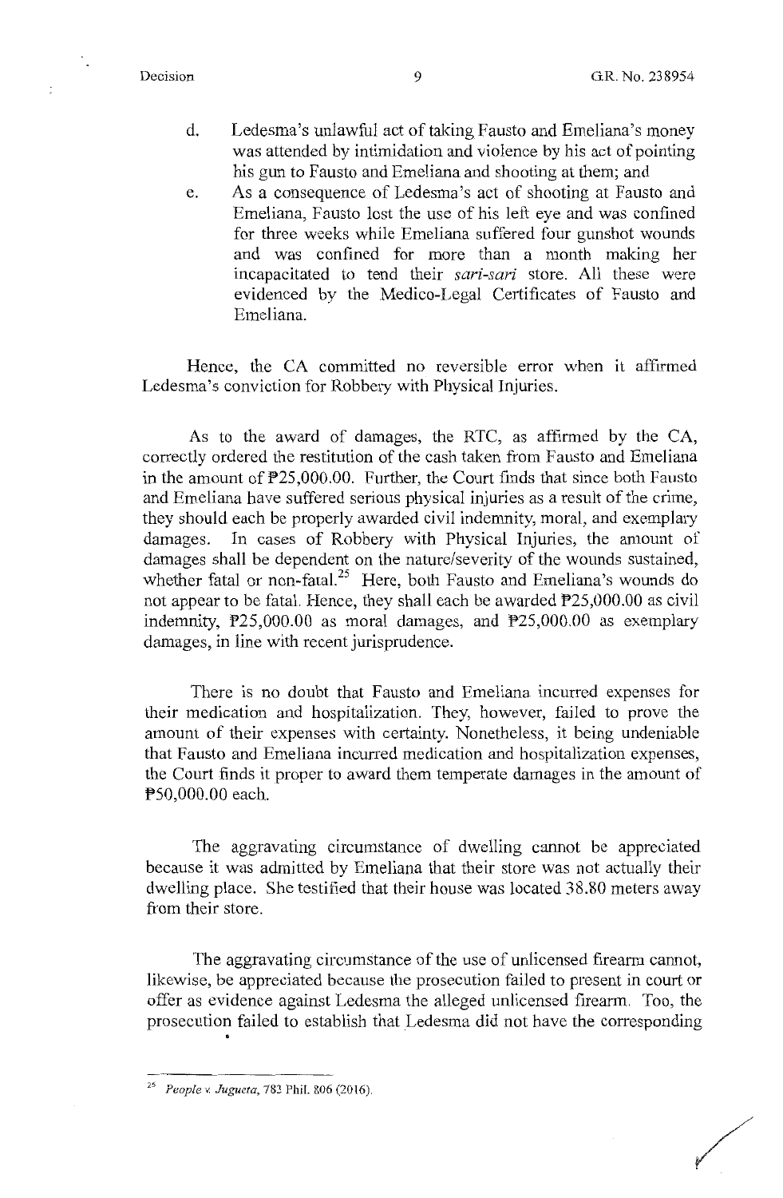d. Ledesma's unlawful act of taking Fausto and Emeliana's money was attended by intimidation and violence by his act of pointing his gun to Fausto and Emeliana and shooting at them; and

e. As a consequence of Ledesma's act of shooting at Fausto and Emeliana, Fausto lost the use of his left eye and was confined for three weeks while Emeliana suffered four gunshot wounds and was confined for more than a month making her incapacitated to tend their *sari-sari* store. All these were evidenced by the Medico-Legal Certificates of Fausto and Emeliana.

Hence, the CA committed no reversible error when it affirmed Ledesma's conviction for Robbery with Physical Injuries.

As to the award of damages, the RTC, as affirmed by the CA, correctly ordered the restitution of the cash taken from Fausto and Emeliana in the amount of ₱25,000.00. Further, the Court finds that since both Fausto and Emeliana have suffered serious physical injuries as a result of the crime, they should each be properly awarded civil indemnity, moral, and exemplary damages. In cases of Robbery with Physical Injuries, the amount of damages shall be dependent on the nature/severity of the wounds sustained, whether fatal or non-fatal.[25] Here, both Fausto and Emeliana's wounds do not appear to be fatal. Hence, they shall each be awarded ₱25,000.00 as civil indemnity, ₱25,000.00 as moral damages, and ₱25,000.00 as exemplary damages, in line with recent jurisprudence.

There is no doubt that Fausto and Emeliana incurred expenses for their medication and hospitalization. They, however, failed to prove the amount of their expenses with certainty. Nonetheless, it being undeniable that Fausto and Emeliana incurred medication and hospitalization expenses, the Court finds it proper to award them temperate damages in the amount of ₱50,000.00 each.

The aggravating circumstance of dwelling cannot be appreciated because it was admitted by Emeliana that their store was not actually their dwelling place. She testified that their house was located 38.80 meters away from their store.

The aggravating circumstance of the use of unlicensed firearm cannot, likewise, be appreciated because the prosecution failed to present in court or offer as evidence against Ledesma the alleged unlicensed firearm. Too, the prosecution failed to establish that Ledesma did not have the corresponding

---

[25] *People v. Jugueta*, 783 Phil. 806 (2016).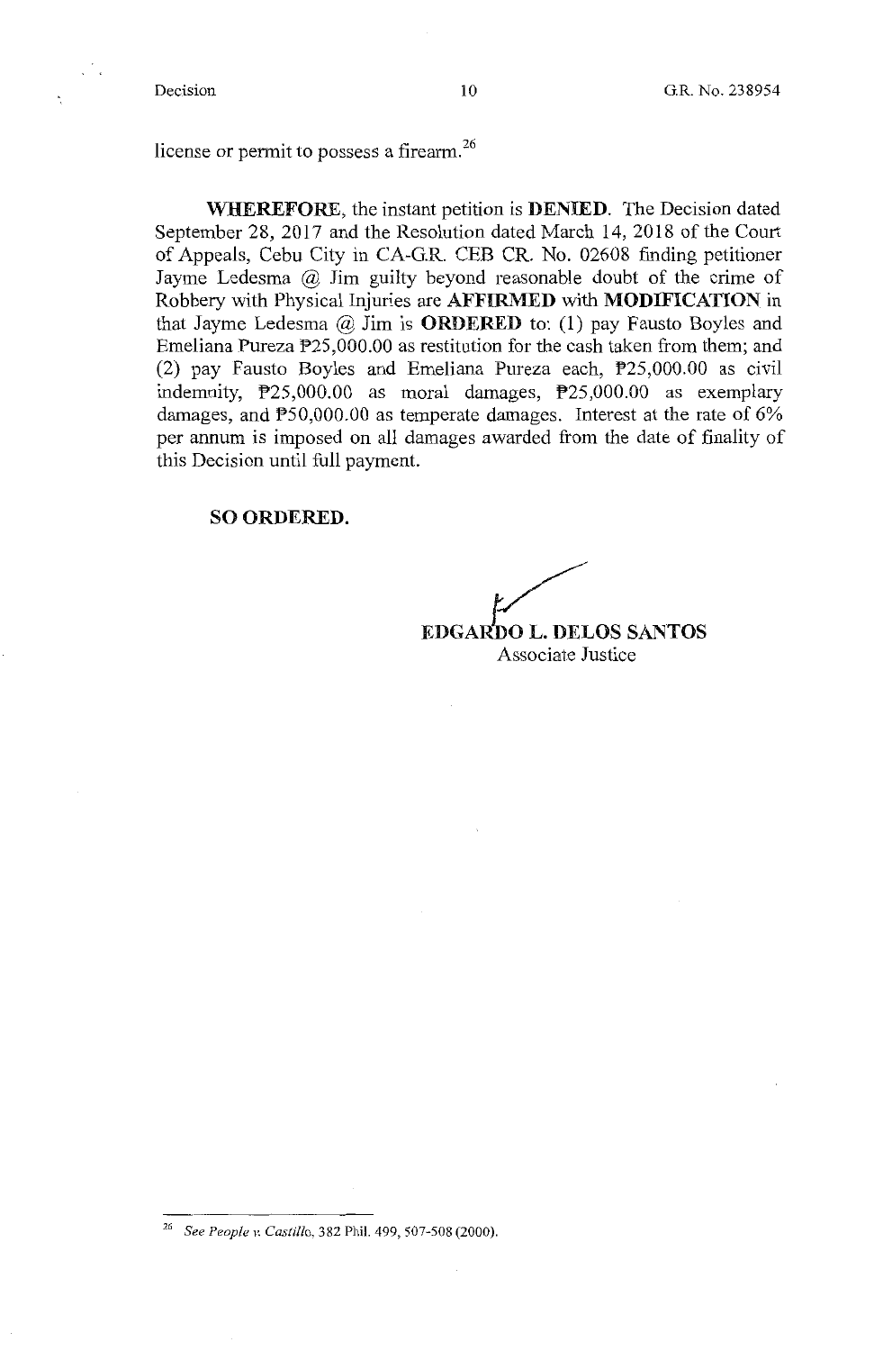license or permit to possess a firearm.[26]

**WHEREFORE**, the instant petition is **DENIED**. The Decision dated September 28, 2017 and the Resolution dated March 14, 2018 of the Court of Appeals, Cebu City in CA-G.R. CEB CR. No. 02608 finding petitioner Jayme Ledesma @ Jim guilty beyond reasonable doubt of the crime of Robbery with Physical Injuries are **AFFIRMED** with **MODIFICATION** in that Jayme Ledesma @ Jim is **ORDERED** to: (1) pay Fausto Boyles and Emeliana Pureza ₱25,000.00 as restitution for the cash taken from them; and (2) pay Fausto Boyles and Emeliana Pureza each, ₱25,000.00 as civil indemnity, ₱25,000.00 as moral damages, ₱25,000.00 as exemplary damages, and ₱50,000.00 as temperate damages. Interest at the rate of 6% per annum is imposed on all damages awarded from the date of finality of this Decision until full payment.

**SO ORDERED.**

**EDGARDO L. DELOS SANTOS**
Associate Justice

---

[26] *See People v. Castillo*, 382 Phil. 499, 507-508 (2000).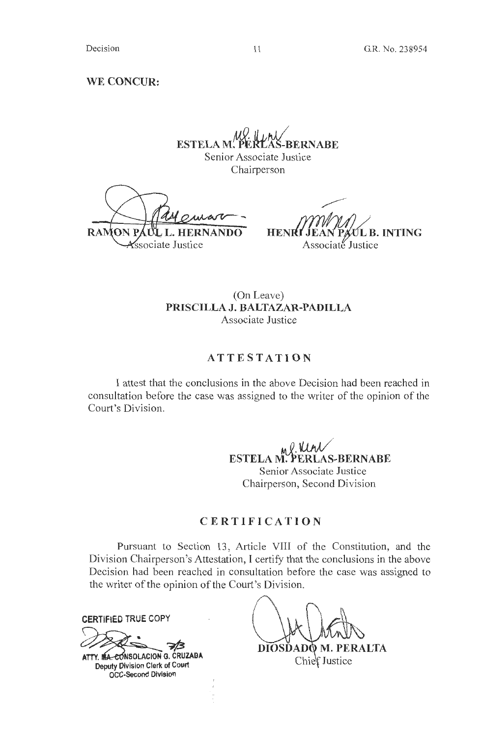**WE CONCUR:**

**ESTELA M. PERLAS-BERNABE**
Senior Associate Justice
Chairperson

**RAMON PAUL L. HERNANDO**
Associate Justice

**HENRI JEAN PAUL B. INTING**
Associate Justice

(On Leave)
**PRISCILLA J. BALTAZAR-PADILLA**
Associate Justice

## ATTESTATION

I attest that the conclusions in the above Decision had been reached in consultation before the case was assigned to the writer of the opinion of the Court's Division.

**ESTELA M. PERLAS-BERNABE**
Senior Associate Justice
Chairperson, Second Division

## CERTIFICATION

Pursuant to Section 13, Article VIII of the Constitution, and the Division Chairperson's Attestation, I certify that the conclusions in the above Decision had been reached in consultation before the case was assigned to the writer of the opinion of the Court's Division.

**DIOSDADO M. PERALTA**
Chief Justice

**CERTIFIED TRUE COPY**

**ATTY. MA. CONSOLACION G. CRUZADA**
Deputy Division Clerk of Court
OCC-Second Division